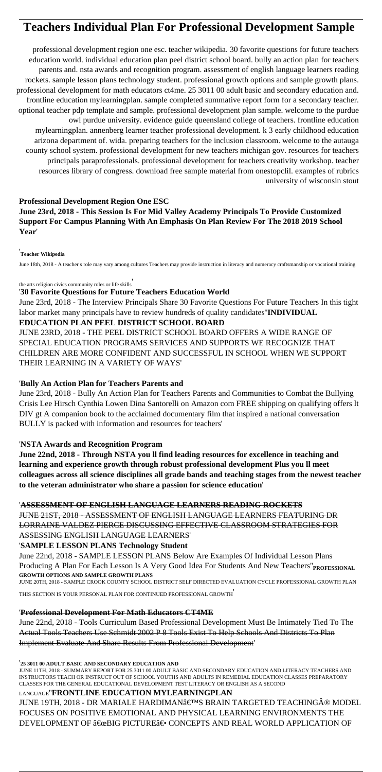# Teachers Individual Plan For Professional Development Sample

professional development region one esc. teacher wikipedia. 30 favorite questions for future teachers education world. individual education plan peel district school board. bully an action plan for teachers parents and. nsta awards and recognition program. assessment of english language learners reading rockets. sample lesson plans technology student. professional growth options and sample growth plans. professional development for math educators ct4me. 25 3011 00 adult basic and secondary education and. frontline education mylearningplan. sample completed summative report form for a secondary teacher. optional teacher pdp template and sample. professional development plan sample. welcome to the purdue owl purdue university. evidence guide queensland college of teachers. frontline education mylearningplan. annenberg learner teacher professional development. k 3 early childhood education arizona department of. wida. preparing teachers for the inclusion classroom. welcome to the autauga county school system. professional development for new teachers michigan gov. resources for teachers principals paraprofessionals. professional development for teachers creativity workshop. teacher resources library of congress. download free sample material from onestopclil. examples of rubrics university of wisconsin stout

**Professional Development Region One ESC**

**June 23rd, 2018 - This Session Is For Mid Valley Academy Principals To Provide Customized Support For Campus Planning With An Emphasis On Plan Review For The 2018 2019 School Year**'

'**Teacher Wikipedia**

June 18th, 2018 - A teacher s role may vary among cultures Teachers may provide instruction in literacy and numeracy craftsmanship or vocational training the arts religion civics community roles or life skills'

'**30 Favorite Questions for Future Teachers Education World**

June 23rd, 2018 - The Interview Principals Share 30 Favorite Questions For Future Teachers In this tight labor market many principals have to review hundreds of quality candidates''**INDIVIDUAL EDUCATION PLAN PEEL DISTRICT SCHOOL BOARD**

JUNE 23RD, 2018 - THE PEEL DISTRICT SCHOOL BOARD OFFERS A WIDE RANGE OF SPECIAL EDUCATION PROGRAMS SERVICES AND SUPPORTS WE RECOGNIZE THAT CHILDREN ARE MORE CONFIDENT AND SUCCESSFUL IN SCHOOL WHEN WE SUPPORT THEIR LEARNING IN A VARIETY OF WAYS'

'**Bully An Action Plan for Teachers Parents and**

June 23rd, 2018 - Bully An Action Plan for Teachers Parents and Communities to Combat the Bullying Crisis Lee Hirsch Cynthia Lowen Dina Santorelli on Amazon com FREE shipping on qualifying offers lt DIV gt A companion book to the acclaimed documentary film that inspired a national conversation BULLY is packed with information and resources for teachers'

'**NSTA Awards and Recognition Program**

**June 22nd, 2018 - Through NSTA you ll find leading resources for excellence in teaching and learning and experience growth through robust professional development Plus you ll meet colleagues across all science disciplines all grade bands and teaching stages from the newest teacher to the veteran administrator who share a passion for science education**'

'**ASSESSMENT OF ENGLISH LANGUAGE LEARNERS READING ROCKETS**

JUNE 21ST, 2018 - ASSESSMENT OF ENGLISH LANGUAGE LEARNERS FEATURING DR LORRAINE VALDEZ PIERCE DISCUSSING EFFECTIVE CLASSROOM STRATEGIES FOR ASSESSING ENGLISH LANGUAGE LEARNERS'

'**SAMPLE LESSON PLANS Technology Student**

June 22nd, 2018 - SAMPLE LESSON PLANS Below Are Examples Of Individual Lesson Plans Producing A Plan For Each Lesson Is A Very Good Idea For Students And New Teachers''**PROFESSIONAL GROWTH OPTIONS AND SAMPLE GROWTH PLANS**

JUNE 20TH, 2018 - SAMPLE CROOK COUNTY SCHOOL DISTRICT SELF DIRECTED EVALUATION CYCLE PROFESSIONAL GROWTH PLAN THIS SECTION IS YOUR PERSONAL PLAN FOR CONTINUED PROFESSIONAL GROWTH'

'**Professional Development For Math Educators CT4ME**

June 22nd, 2018 - Tools Curriculum Based Professional Development Must Be Intimately Tied To The Actual Tools Teachers Use Schmidt 2002 P 8 Tools Exist To Help Schools And Districts To Plan Implement Evaluate And Share Results From Professional Development'

'**25 3011 00 ADULT BASIC AND SECONDARY EDUCATION AND**

JUNE 11TH, 2018 - SUMMARY REPORT FOR 25 3011 00 ADULT BASIC AND SECONDARY EDUCATION AND LITERACY TEACHERS AND INSTRUCTORS TEACH OR INSTRUCT OUT OF SCHOOL YOUTHS AND ADULTS IN REMEDIAL EDUCATION CLASSES PREPARATORY CLASSES FOR THE GENERAL EDUCATIONAL DEVELOPMENT TEST LITERACY OR ENGLISH AS A SECOND LANGUAGE''**FRONTLINE EDUCATION MYLEARNINGPLAN**

JUNE 19TH, 2018 - DR MARIALE HARDIMAN’S BRAIN TARGETED TEACHING® MODEL FOCUSES ON POSITIVE EMOTIONAL AND PHYSICAL LEARNING ENVIRONMENTS THE DEVELOPMENT OF “BIG PICTURE†CONCEPTS AND REAL WORLD APPLICATION OF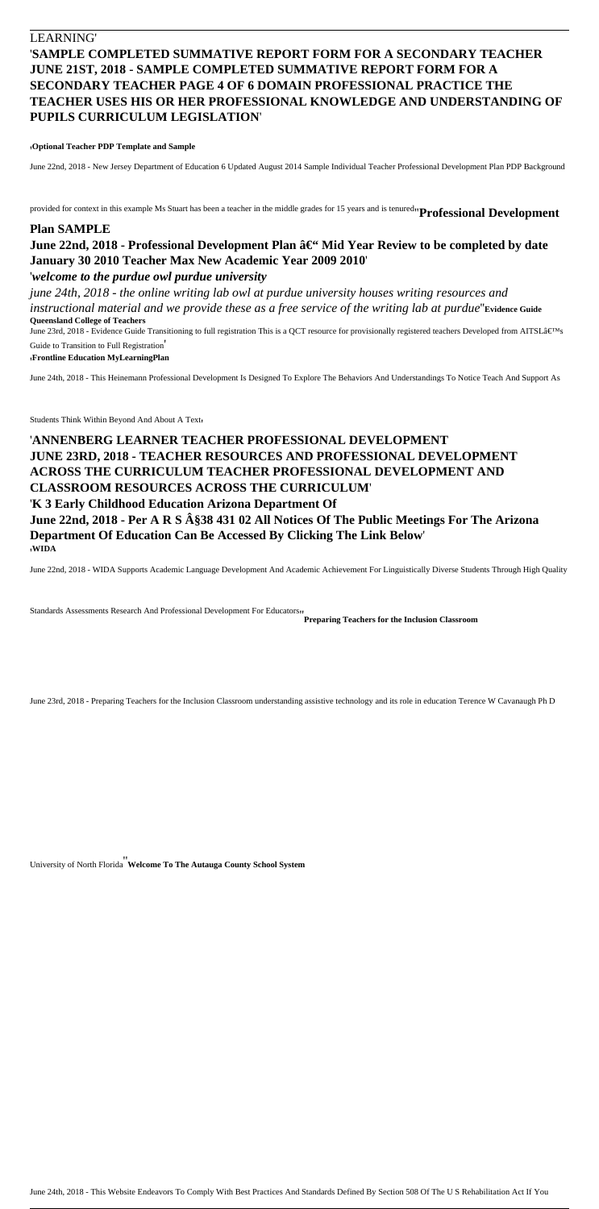LEARNING'

'**SAMPLE COMPLETED SUMMATIVE REPORT FORM FOR A SECONDARY TEACHER JUNE 21ST, 2018 - SAMPLE COMPLETED SUMMATIVE REPORT FORM FOR A SECONDARY TEACHER PAGE 4 OF 6 DOMAIN PROFESSIONAL PRACTICE THE TEACHER USES HIS OR HER PROFESSIONAL KNOWLEDGE AND UNDERSTANDING OF PUPILS CURRICULUM LEGISLATION**'

'**Optional Teacher PDP Template and Sample**

June 22nd, 2018 - New Jersey Department of Education 6 Updated August 2014 Sample Individual Teacher Professional Development Plan PDP Background provided for context in this example Ms Stuart has been a teacher in the middle grades for 15 years and is tenured''**Professional Development Plan SAMPLE**

**June 22nd, 2018 - Professional Development Plan â€" Mid Year Review to be completed by date January 30 2010 Teacher Max New Academic Year 2009 2010**'

'***welcome to the purdue owl purdue university***

*june 24th, 2018 - the online writing lab owl at purdue university houses writing resources and instructional material and we provide these as a free service of the writing lab at purdue*''**Evidence Guide Queensland College of Teachers**

June 23rd, 2018 - Evidence Guide Transitioning to full registration This is a QCT resource for provisionally registered teachers Developed from AITSLâ€™s Guide to Transition to Full Registration'

'**Frontline Education MyLearningPlan**

June 24th, 2018 - This Heinemann Professional Development Is Designed To Explore The Behaviors And Understandings To Notice Teach And Support As Students Think Within Beyond And About A Text'

'**ANNENBERG LEARNER TEACHER PROFESSIONAL DEVELOPMENT JUNE 23RD, 2018 - TEACHER RESOURCES AND PROFESSIONAL DEVELOPMENT ACROSS THE CURRICULUM TEACHER PROFESSIONAL DEVELOPMENT AND CLASSROOM RESOURCES ACROSS THE CURRICULUM**'

'**K 3 Early Childhood Education Arizona Department Of June 22nd, 2018 - Per A R S Â§38 431 02 All Notices Of The Public Meetings For The Arizona Department Of Education Can Be Accessed By Clicking The Link Below**'

'**WIDA**

June 22nd, 2018 - WIDA Supports Academic Language Development And Academic Achievement For Linguistically Diverse Students Through High Quality Standards Assessments Research And Professional Development For Educators''**Preparing Teachers for the Inclusion Classroom**

June 23rd, 2018 - Preparing Teachers for the Inclusion Classroom understanding assistive technology and its role in education Terence W Cavanaugh Ph D University of North Florida''**Welcome To The Autauga County School System**

June 24th, 2018 - This Website Endeavors To Comply With Best Practices And Standards Defined By Section 508 Of The U S Rehabilitation Act If You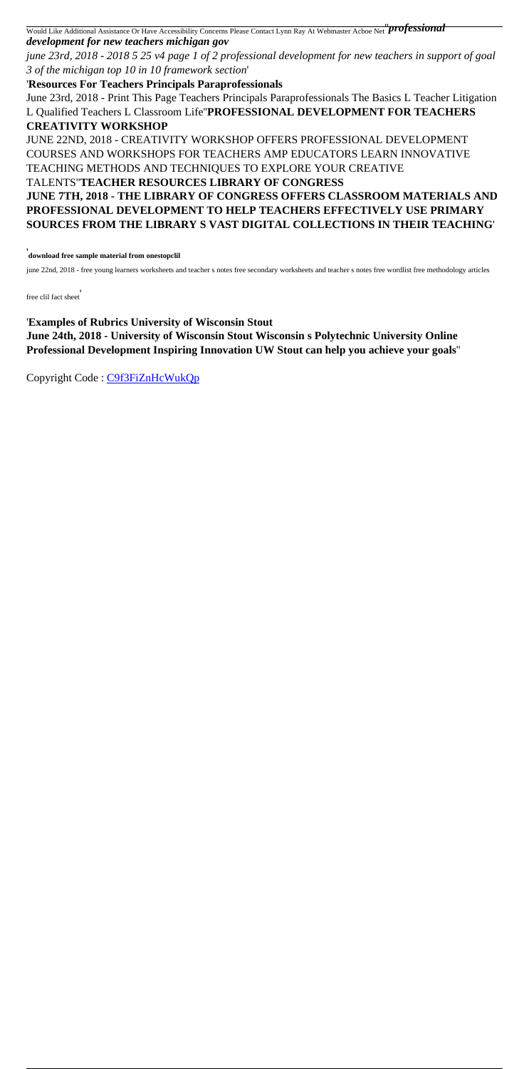Would Like Additional Assistance Or Have Accessibility Concerns Please Contact Lynn Ray At Webmaster Acboe Net''***professional development for new teachers michigan gov***

*june 23rd, 2018 - 2018 5 25 v4 page 1 of 2 professional development for new teachers in support of goal 3 of the michigan top 10 in 10 framework section*'

'**Resources For Teachers Principals Paraprofessionals**

June 23rd, 2018 - Print This Page Teachers Principals Paraprofessionals The Basics L Teacher Litigation L Qualified Teachers L Classroom Life''**PROFESSIONAL DEVELOPMENT FOR TEACHERS CREATIVITY WORKSHOP**

JUNE 22ND, 2018 - CREATIVITY WORKSHOP OFFERS PROFESSIONAL DEVELOPMENT COURSES AND WORKSHOPS FOR TEACHERS AMP EDUCATORS LEARN INNOVATIVE TEACHING METHODS AND TECHNIQUES TO EXPLORE YOUR CREATIVE TALENTS''**TEACHER RESOURCES LIBRARY OF CONGRESS**

**JUNE 7TH, 2018 - THE LIBRARY OF CONGRESS OFFERS CLASSROOM MATERIALS AND PROFESSIONAL DEVELOPMENT TO HELP TEACHERS EFFECTIVELY USE PRIMARY SOURCES FROM THE LIBRARY S VAST DIGITAL COLLECTIONS IN THEIR TEACHING**'

'**download free sample material from onestopclil**

june 22nd, 2018 - free young learners worksheets and teacher s notes free secondary worksheets and teacher s notes free wordlist free methodology articles free clil fact sheet'

'**Examples of Rubrics University of Wisconsin Stout**

**June 24th, 2018 - University of Wisconsin Stout Wisconsin s Polytechnic University Online Professional Development Inspiring Innovation UW Stout can help you achieve your goals**''

Copyright Code : C9f3FiZnHcWukQp